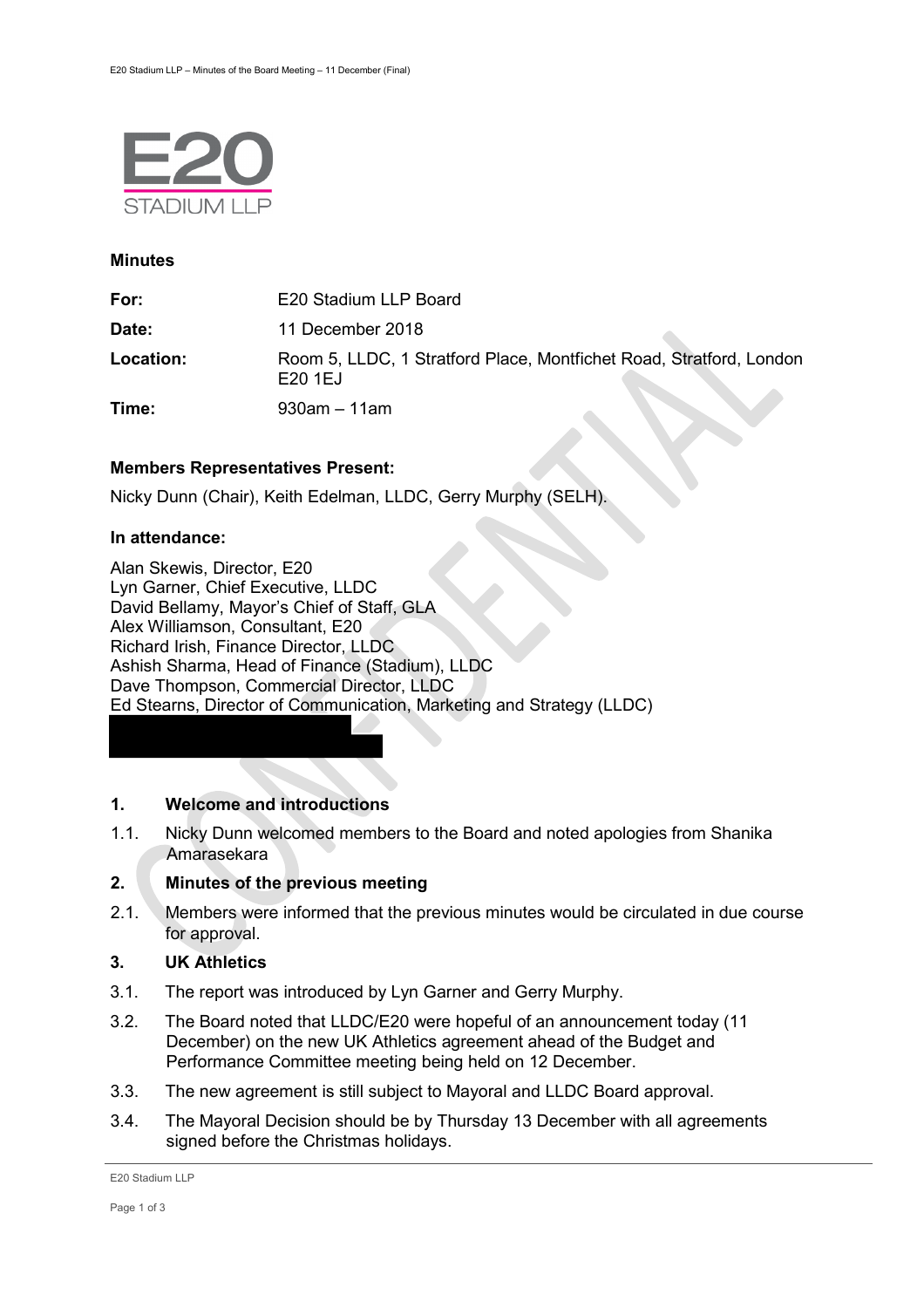E20 STADIUM LLP

**Minutes**

| | |
|---|---|
| **For:** | E20 Stadium LLP Board |
| **Date:** | 11 December 2018 |
| **Location:** | Room 5, LLDC, 1 Stratford Place, Montfichet Road, Stratford, London E20 1EJ |
| **Time:** | 930am – 11am |

**Members Representatives Present:**

Nicky Dunn (Chair), Keith Edelman, LLDC, Gerry Murphy (SELH).

**In attendance:**

Alan Skewis, Director, E20
Lyn Garner, Chief Executive, LLDC
David Bellamy, Mayor's Chief of Staff, GLA
Alex Williamson, Consultant, E20
Richard Irish, Finance Director, LLDC
Ashish Sharma, Head of Finance (Stadium), LLDC
Dave Thompson, Commercial Director, LLDC
Ed Stearns, Director of Communication, Marketing and Strategy (LLDC)

## 1. Welcome and introductions

1.1. Nicky Dunn welcomed members to the Board and noted apologies from Shanika Amarasekara

## 2. Minutes of the previous meeting

2.1. Members were informed that the previous minutes would be circulated in due course for approval.

## 3. UK Athletics

3.1. The report was introduced by Lyn Garner and Gerry Murphy.

3.2. The Board noted that LLDC/E20 were hopeful of an announcement today (11 December) on the new UK Athletics agreement ahead of the Budget and Performance Committee meeting being held on 12 December.

3.3. The new agreement is still subject to Mayoral and LLDC Board approval.

3.4. The Mayoral Decision should be by Thursday 13 December with all agreements signed before the Christmas holidays.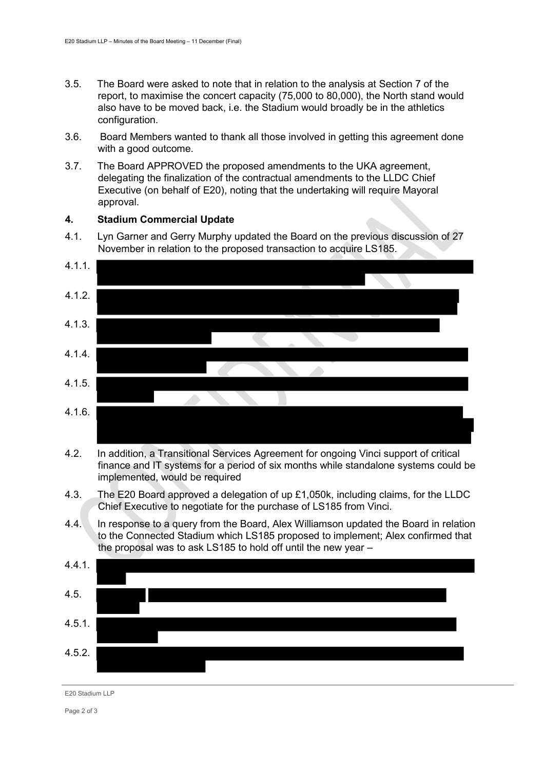3.5. The Board were asked to note that in relation to the analysis at Section 7 of the report, to maximise the concert capacity (75,000 to 80,000), the North stand would also have to be moved back, i.e. the Stadium would broadly be in the athletics configuration.

3.6. Board Members wanted to thank all those involved in getting this agreement done with a good outcome.

3.7. The Board APPROVED the proposed amendments to the UKA agreement, delegating the finalization of the contractual amendments to the LLDC Chief Executive (on behalf of E20), noting that the undertaking will require Mayoral approval.

## 4. Stadium Commercial Update

4.1. Lyn Garner and Gerry Murphy updated the Board on the previous discussion of 27 November in relation to the proposed transaction to acquire LS185.

4.1.1. [REDACTED]

4.1.2. [REDACTED]

4.1.3. [REDACTED]

4.1.4. [REDACTED]

4.1.5. [REDACTED]

4.1.6. [REDACTED]

4.2. In addition, a Transitional Services Agreement for ongoing Vinci support of critical finance and IT systems for a period of six months while standalone systems could be implemented, would be required

4.3. The E20 Board approved a delegation of up £1,050k, including claims, for the LLDC Chief Executive to negotiate for the purchase of LS185 from Vinci.

4.4. In response to a query from the Board, Alex Williamson updated the Board in relation to the Connected Stadium which LS185 proposed to implement; Alex confirmed that the proposal was to ask LS185 to hold off until the new year –

4.4.1. [REDACTED]

4.5. [REDACTED]

4.5.1. [REDACTED]

4.5.2. [REDACTED]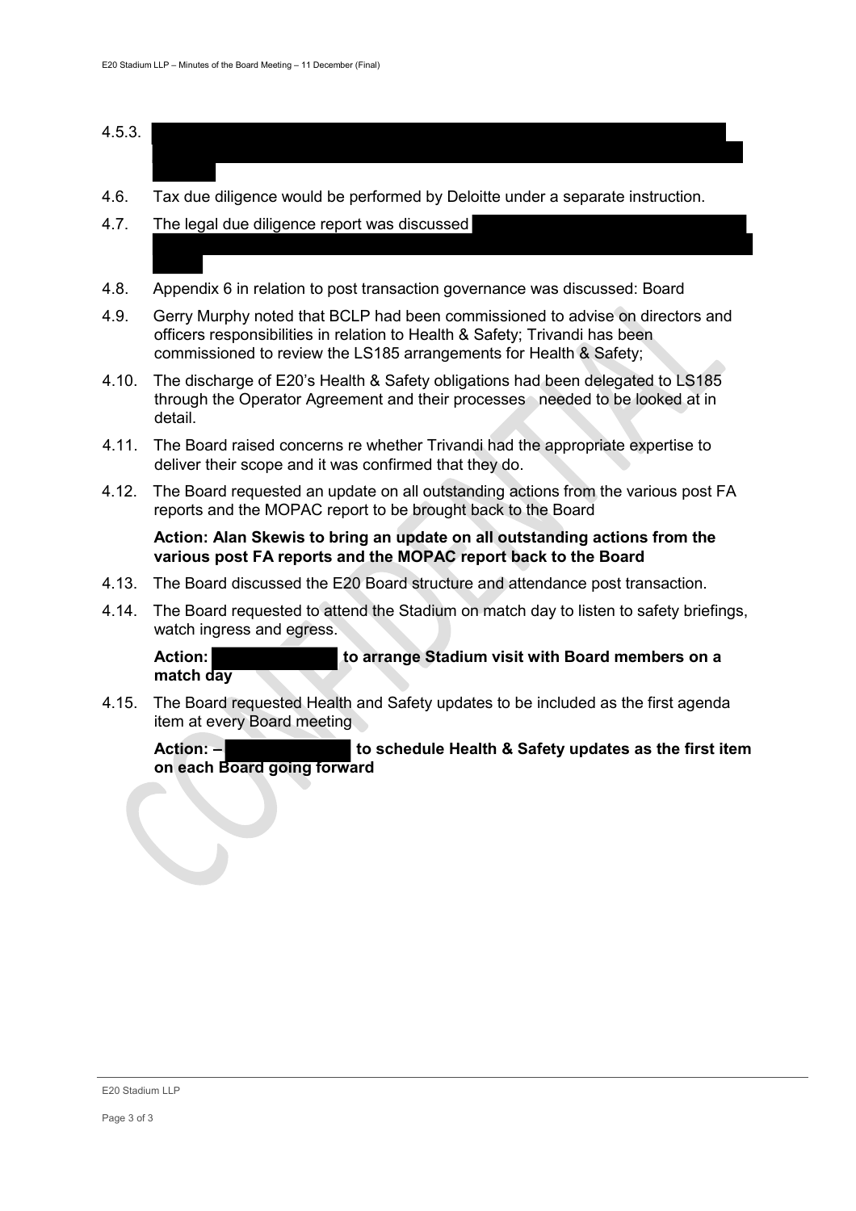4.5.3. [REDACTED]

4.6. Tax due diligence would be performed by Deloitte under a separate instruction.

4.7. The legal due diligence report was discussed [REDACTED]

4.8. Appendix 6 in relation to post transaction governance was discussed: Board

4.9. Gerry Murphy noted that BCLP had been commissioned to advise on directors and officers responsibilities in relation to Health & Safety; Trivandi has been commissioned to review the LS185 arrangements for Health & Safety;

4.10. The discharge of E20's Health & Safety obligations had been delegated to LS185 through the Operator Agreement and their processes needed to be looked at in detail.

4.11. The Board raised concerns re whether Trivandi had the appropriate expertise to deliver their scope and it was confirmed that they do.

4.12. The Board requested an update on all outstanding actions from the various post FA reports and the MOPAC report to be brought back to the Board

**Action: Alan Skewis to bring an update on all outstanding actions from the various post FA reports and the MOPAC report back to the Board**

4.13. The Board discussed the E20 Board structure and attendance post transaction.

4.14. The Board requested to attend the Stadium on match day to listen to safety briefings, watch ingress and egress.

**Action: [REDACTED] to arrange Stadium visit with Board members on a match day**

4.15. The Board requested Health and Safety updates to be included as the first agenda item at every Board meeting

**Action: – [REDACTED] to schedule Health & Safety updates as the first item on each Board going forward**